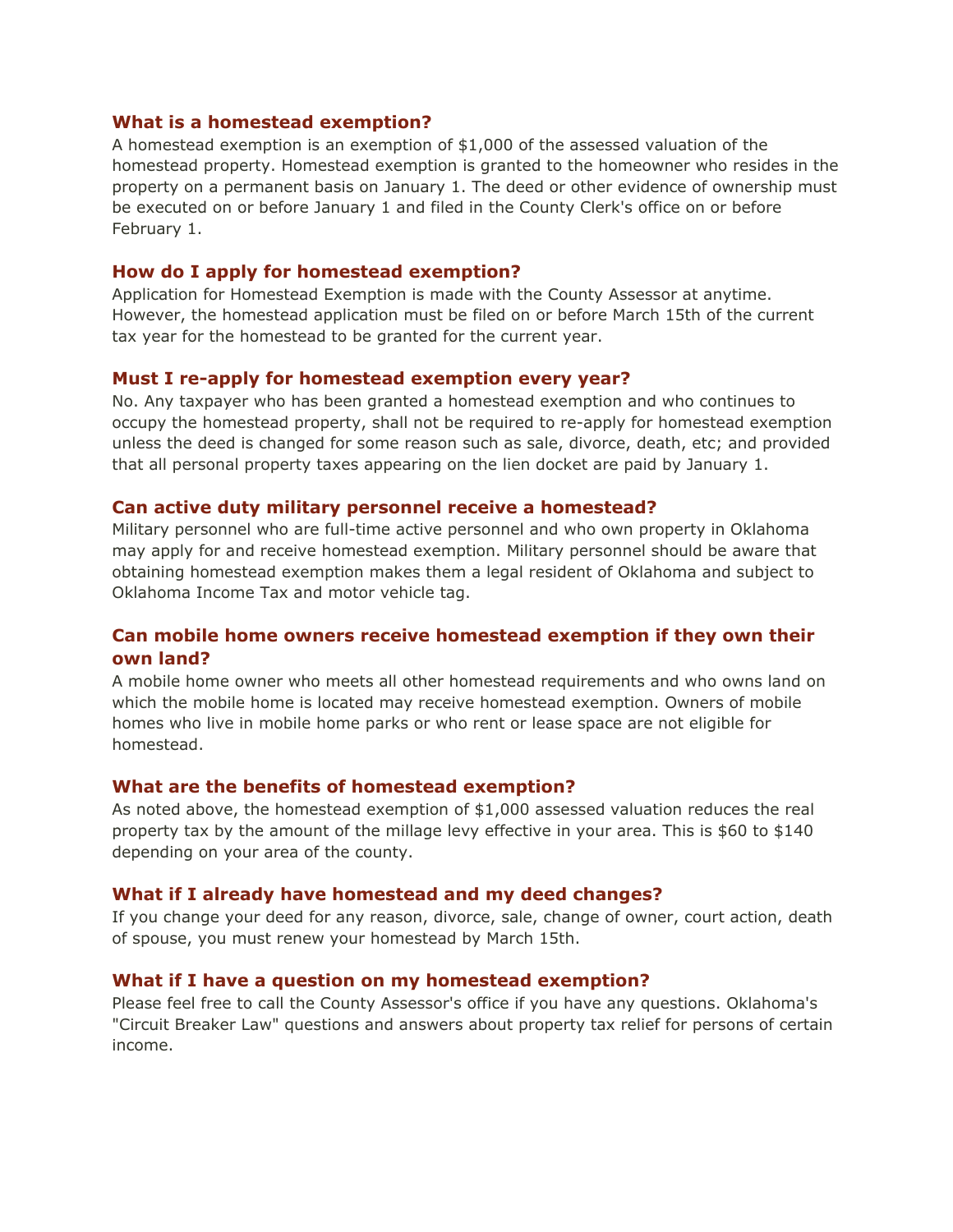### What is a homestead exemption?

A homestead exemption is an exemption of $1,000 of the assessed valuation of the homestead property. Homestead exemption is granted to the homeowner who resides in the property on a permanent basis on January 1. The deed or other evidence of ownership must be executed on or before January 1 and filed in the County Clerk's office on or before February 1.

### How do I apply for homestead exemption?

Application for Homestead Exemption is made with the County Assessor at anytime. However, the homestead application must be filed on or before March 15th of the current tax year for the homestead to be granted for the current year.

### Must I re-apply for homestead exemption every year?

No. Any taxpayer who has been granted a homestead exemption and who continues to occupy the homestead property, shall not be required to re-apply for homestead exemption unless the deed is changed for some reason such as sale, divorce, death, etc; and provided that all personal property taxes appearing on the lien docket are paid by January 1.

### Can active duty military personnel receive a homestead?

Military personnel who are full-time active personnel and who own property in Oklahoma may apply for and receive homestead exemption. Military personnel should be aware that obtaining homestead exemption makes them a legal resident of Oklahoma and subject to Oklahoma Income Tax and motor vehicle tag.

### Can mobile home owners receive homestead exemption if they own their own land?

A mobile home owner who meets all other homestead requirements and who owns land on which the mobile home is located may receive homestead exemption. Owners of mobile homes who live in mobile home parks or who rent or lease space are not eligible for homestead.

### What are the benefits of homestead exemption?

As noted above, the homestead exemption of $1,000 assessed valuation reduces the real property tax by the amount of the millage levy effective in your area. This is $60 to $140 depending on your area of the county.

### What if I already have homestead and my deed changes?

If you change your deed for any reason, divorce, sale, change of owner, court action, death of spouse, you must renew your homestead by March 15th.

### What if I have a question on my homestead exemption?

Please feel free to call the County Assessor's office if you have any questions. Oklahoma's "Circuit Breaker Law" questions and answers about property tax relief for persons of certain income.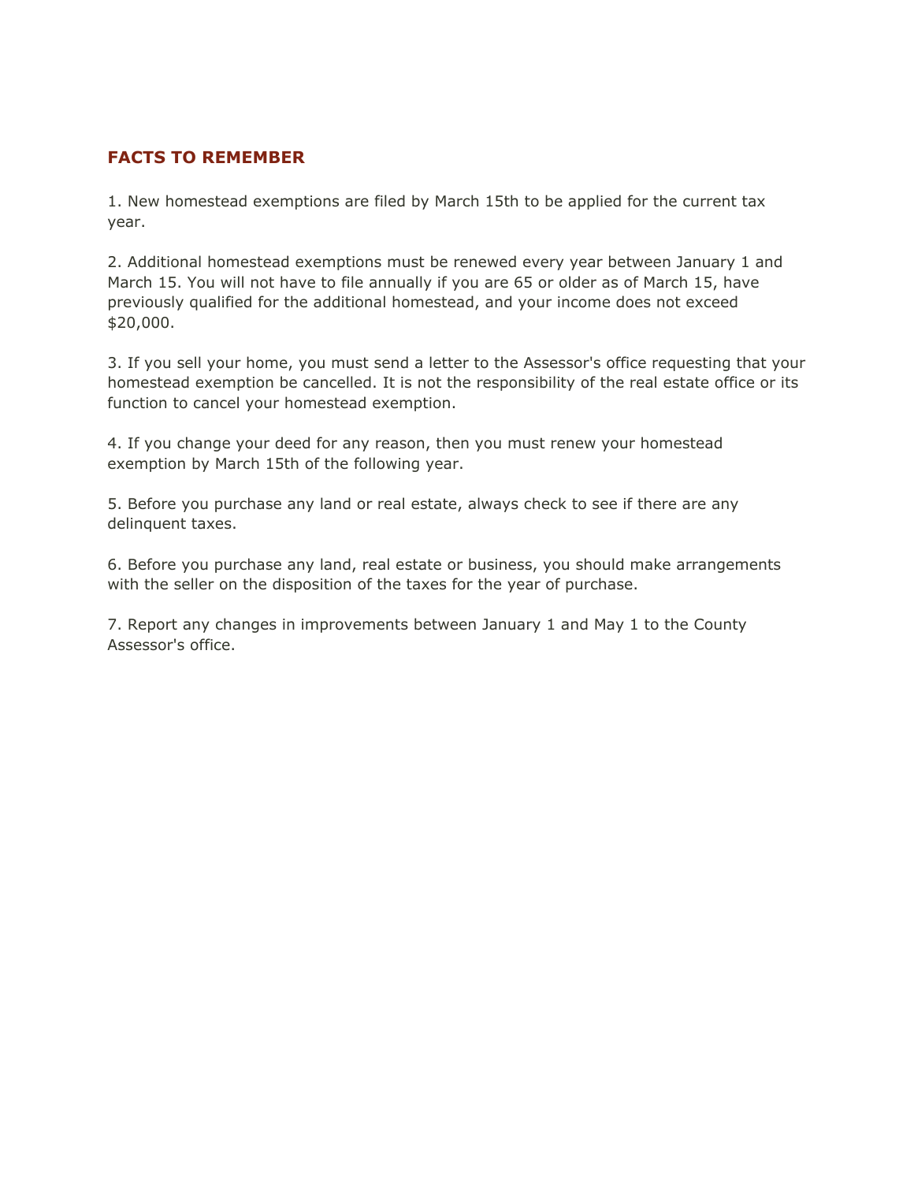## FACTS TO REMEMBER

1. New homestead exemptions are filed by March 15th to be applied for the current tax year.

2. Additional homestead exemptions must be renewed every year between January 1 and March 15. You will not have to file annually if you are 65 or older as of March 15, have previously qualified for the additional homestead, and your income does not exceed $20,000.

3. If you sell your home, you must send a letter to the Assessor's office requesting that your homestead exemption be cancelled. It is not the responsibility of the real estate office or its function to cancel your homestead exemption.

4. If you change your deed for any reason, then you must renew your homestead exemption by March 15th of the following year.

5. Before you purchase any land or real estate, always check to see if there are any delinquent taxes.

6. Before you purchase any land, real estate or business, you should make arrangements with the seller on the disposition of the taxes for the year of purchase.

7. Report any changes in improvements between January 1 and May 1 to the County Assessor's office.